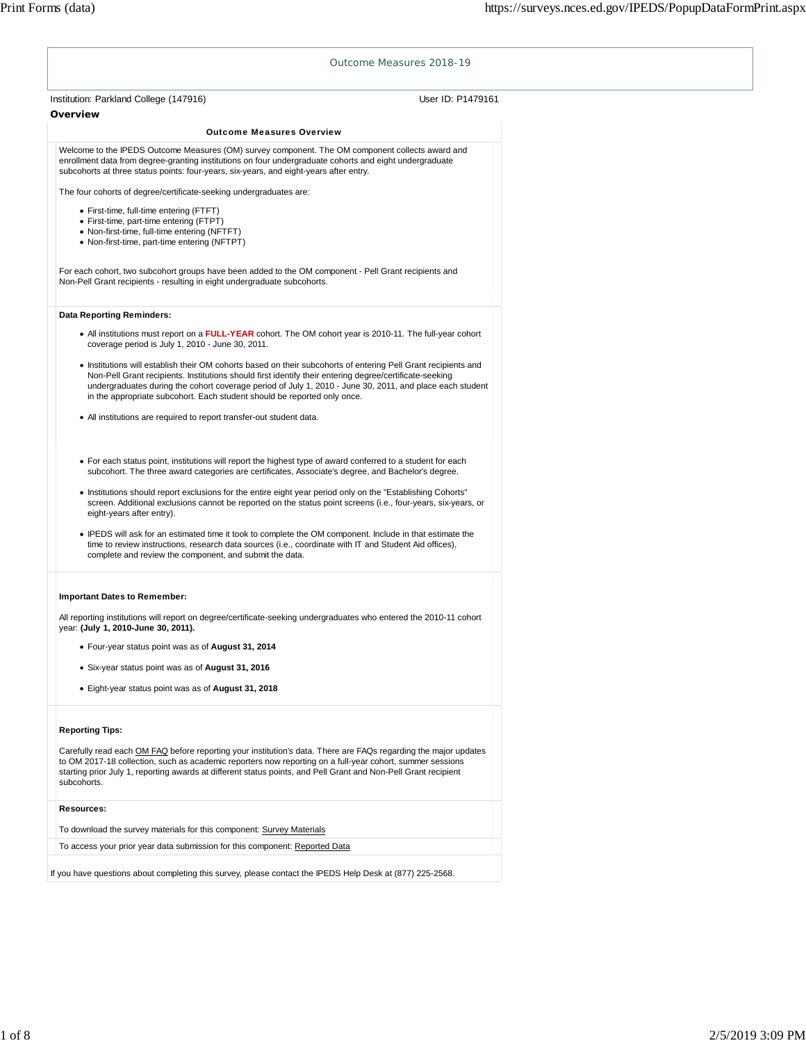# Outcome Measures 2018-19

Institution: Parkland College (147916)

User ID: P1479161

## Overview

### Outcome Measures Overview

Welcome to the IPEDS Outcome Measures (OM) survey component. The OM component collects award and enrollment data from degree-granting institutions on four undergraduate cohorts and eight undergraduate subcohorts at three status points: four-years, six-years, and eight-years after entry.

The four cohorts of degree/certificate-seeking undergraduates are:

- First-time, full-time entering (FTFT)
- First-time, part-time entering (FTPT)
- Non-first-time, full-time entering (NFTFT)
- Non-first-time, part-time entering (NFTPT)

For each cohort, two subcohort groups have been added to the OM component - Pell Grant recipients and Non-Pell Grant recipients - resulting in eight undergraduate subcohorts.

**Data Reporting Reminders:**

- All institutions must report on a **FULL-YEAR** cohort. The OM cohort year is 2010-11. The full-year cohort coverage period is July 1, 2010 - June 30, 2011.
- Institutions will establish their OM cohorts based on their subcohorts of entering Pell Grant recipients and Non-Pell Grant recipients. Institutions should first identify their entering degree/certificate-seeking undergraduates during the cohort coverage period of July 1, 2010 - June 30, 2011, and place each student in the appropriate subcohort. Each student should be reported only once.
- All institutions are required to report transfer-out student data.
- For each status point, institutions will report the highest type of award conferred to a student for each subcohort. The three award categories are certificates, Associate's degree, and Bachelor's degree.
- Institutions should report exclusions for the entire eight year period only on the "Establishing Cohorts" screen. Additional exclusions cannot be reported on the status point screens (i.e., four-years, six-years, or eight-years after entry).
- IPEDS will ask for an estimated time it took to complete the OM component. Include in that estimate the time to review instructions, research data sources (i.e., coordinate with IT and Student Aid offices), complete and review the component, and submit the data.

**Important Dates to Remember:**

All reporting institutions will report on degree/certificate-seeking undergraduates who entered the 2010-11 cohort year: **(July 1, 2010-June 30, 2011).**

- Four-year status point was as of **August 31, 2014**
- Six-year status point was as of **August 31, 2016**
- Eight-year status point was as of **August 31, 2018**

**Reporting Tips:**

Carefully read each OM FAQ before reporting your institution's data. There are FAQs regarding the major updates to OM 2017-18 collection, such as academic reporters now reporting on a full-year cohort, summer sessions starting prior July 1, reporting awards at different status points, and Pell Grant and Non-Pell Grant recipient subcohorts.

**Resources:**

To download the survey materials for this component: Survey Materials

To access your prior year data submission for this component: Reported Data

If you have questions about completing this survey, please contact the IPEDS Help Desk at (877) 225-2568.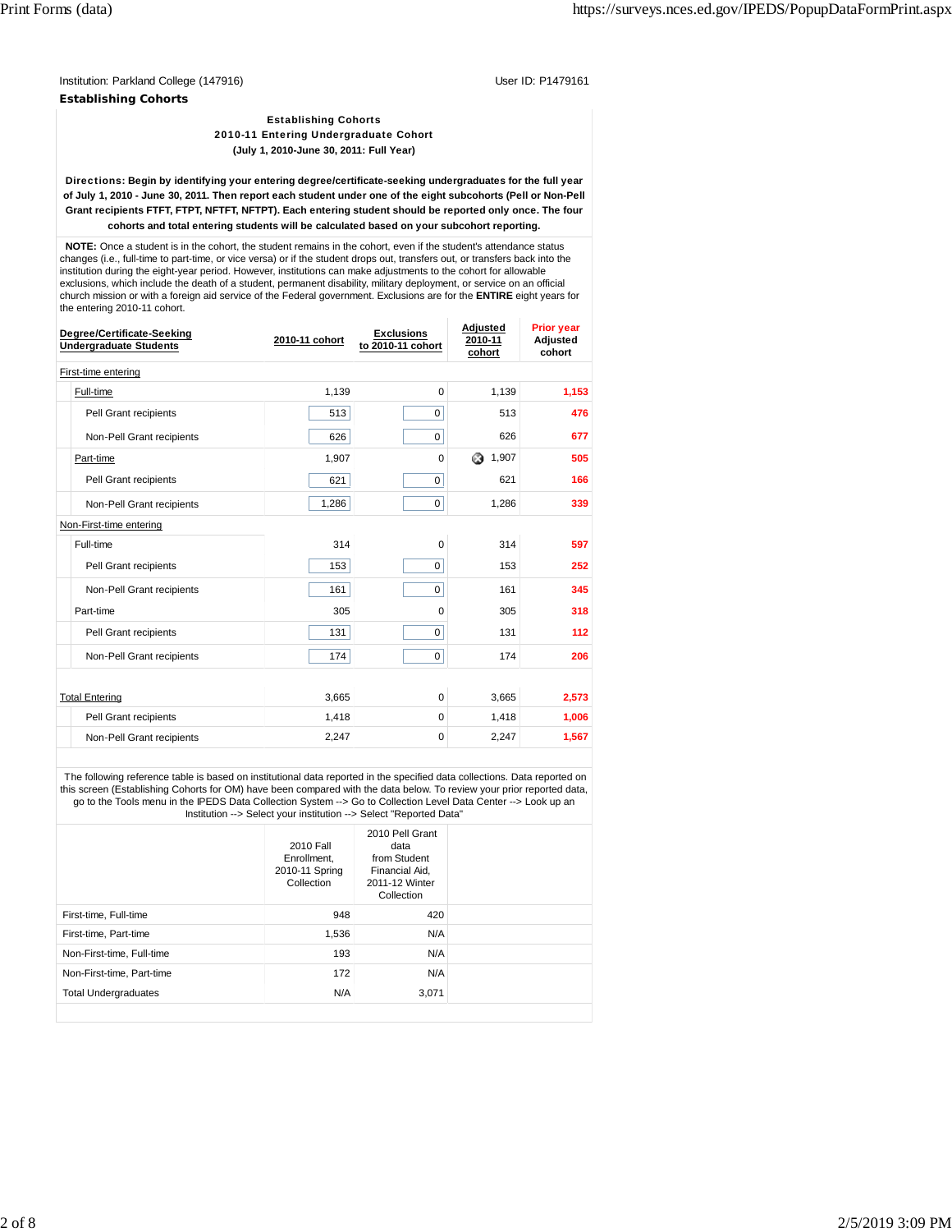Institution: Parkland College (147916) User ID: P1479161

**Establishing Cohorts**

**Establishing Cohorts**
**2010-11 Entering Undergraduate Cohort**
**(July 1, 2010-June 30, 2011: Full Year)**

**Directions: Begin by identifying your entering degree/certificate-seeking undergraduates for the full year of July 1, 2010 - June 30, 2011. Then report each student under one of the eight subcohorts (Pell or Non-Pell Grant recipients FTFT, FTPT, NFTFT, NFTPT). Each entering student should be reported only once. The four cohorts and total entering students will be calculated based on your subcohort reporting.**

**NOTE:** Once a student is in the cohort, the student remains in the cohort, even if the student's attendance status changes (i.e., full-time to part-time, or vice versa) or if the student drops out, transfers out, or transfers back into the institution during the eight-year period. However, institutions can make adjustments to the cohort for allowable exclusions, which include the death of a student, permanent disability, military deployment, or service on an official church mission or with a foreign aid service of the Federal government. Exclusions are for the **ENTIRE** eight years for the entering 2010-11 cohort.

| Degree/Certificate-Seeking Undergraduate Students | 2010-11 cohort | Exclusions to 2010-11 cohort | Adjusted 2010-11 cohort | Prior year Adjusted cohort |
|---|---|---|---|---|
| First-time entering | | | | |
| Full-time | 1,139 | 0 | 1,139 | 1,153 |
| Pell Grant recipients | 513 | 0 | 513 | 476 |
| Non-Pell Grant recipients | 626 | 0 | 626 | 677 |
| Part-time | 1,907 | 0 | 1,907 | 505 |
| Pell Grant recipients | 621 | 0 | 621 | 166 |
| Non-Pell Grant recipients | 1,286 | 0 | 1,286 | 339 |
| Non-First-time entering | | | | |
| Full-time | 314 | 0 | 314 | 597 |
| Pell Grant recipients | 153 | 0 | 153 | 252 |
| Non-Pell Grant recipients | 161 | 0 | 161 | 345 |
| Part-time | 305 | 0 | 305 | 318 |
| Pell Grant recipients | 131 | 0 | 131 | 112 |
| Non-Pell Grant recipients | 174 | 0 | 174 | 206 |
| Total Entering | 3,665 | 0 | 3,665 | 2,573 |
| Pell Grant recipients | 1,418 | 0 | 1,418 | 1,006 |
| Non-Pell Grant recipients | 2,247 | 0 | 2,247 | 1,567 |

The following reference table is based on institutional data reported in the specified data collections. Data reported on this screen (Establishing Cohorts for OM) have been compared with the data below. To review your prior reported data, go to the Tools menu in the IPEDS Data Collection System --> Go to Collection Level Data Center --> Look up an Institution --> Select your institution --> Select "Reported Data"

| | 2010 Fall Enrollment, 2010-11 Spring Collection | 2010 Pell Grant data from Student Financial Aid, 2011-12 Winter Collection |
|---|---|---|
| First-time, Full-time | 948 | 420 |
| First-time, Part-time | 1,536 | N/A |
| Non-First-time, Full-time | 193 | N/A |
| Non-First-time, Part-time | 172 | N/A |
| Total Undergraduates | N/A | 3,071 |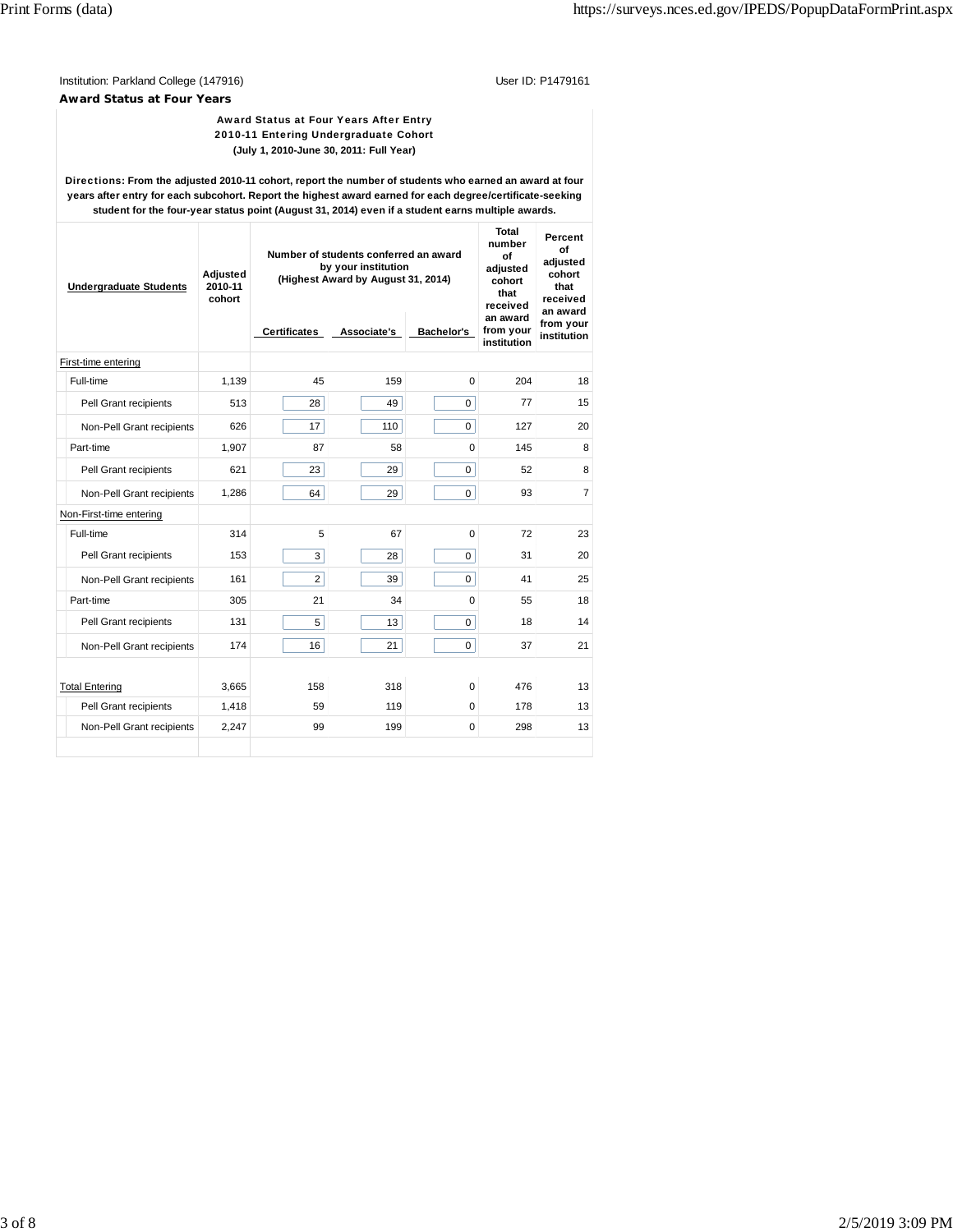Institution: Parkland College (147916)

User ID: P1479161

**Award Status at Four Years**

**Award Status at Four Years After Entry**
**2010-11 Entering Undergraduate Cohort**
**(July 1, 2010-June 30, 2011: Full Year)**

**Directions: From the adjusted 2010-11 cohort, report the number of students who earned an award at four years after entry for each subcohort. Report the highest award earned for each degree/certificate-seeking student for the four-year status point (August 31, 2014) even if a student earns multiple awards.**

| Undergraduate Students | Adjusted 2010-11 cohort | Number of students conferred an award by your institution (Highest Award by August 31, 2014) | | | Total number of adjusted cohort that received an award from your institution | Percent of adjusted cohort that received an award from your institution |
|---|---|---|---|---|---|---|
| | | Certificates | Associate's | Bachelor's | | |
| First-time entering | | | | | | |
| Full-time | 1,139 | 45 | 159 | 0 | 204 | 18 |
| Pell Grant recipients | 513 | 28 | 49 | 0 | 77 | 15 |
| Non-Pell Grant recipients | 626 | 17 | 110 | 0 | 127 | 20 |
| Part-time | 1,907 | 87 | 58 | 0 | 145 | 8 |
| Pell Grant recipients | 621 | 23 | 29 | 0 | 52 | 8 |
| Non-Pell Grant recipients | 1,286 | 64 | 29 | 0 | 93 | 7 |
| Non-First-time entering | | | | | | |
| Full-time | 314 | 5 | 67 | 0 | 72 | 23 |
| Pell Grant recipients | 153 | 3 | 28 | 0 | 31 | 20 |
| Non-Pell Grant recipients | 161 | 2 | 39 | 0 | 41 | 25 |
| Part-time | 305 | 21 | 34 | 0 | 55 | 18 |
| Pell Grant recipients | 131 | 5 | 13 | 0 | 18 | 14 |
| Non-Pell Grant recipients | 174 | 16 | 21 | 0 | 37 | 21 |
| Total Entering | 3,665 | 158 | 318 | 0 | 476 | 13 |
| Pell Grant recipients | 1,418 | 59 | 119 | 0 | 178 | 13 |
| Non-Pell Grant recipients | 2,247 | 99 | 199 | 0 | 298 | 13 |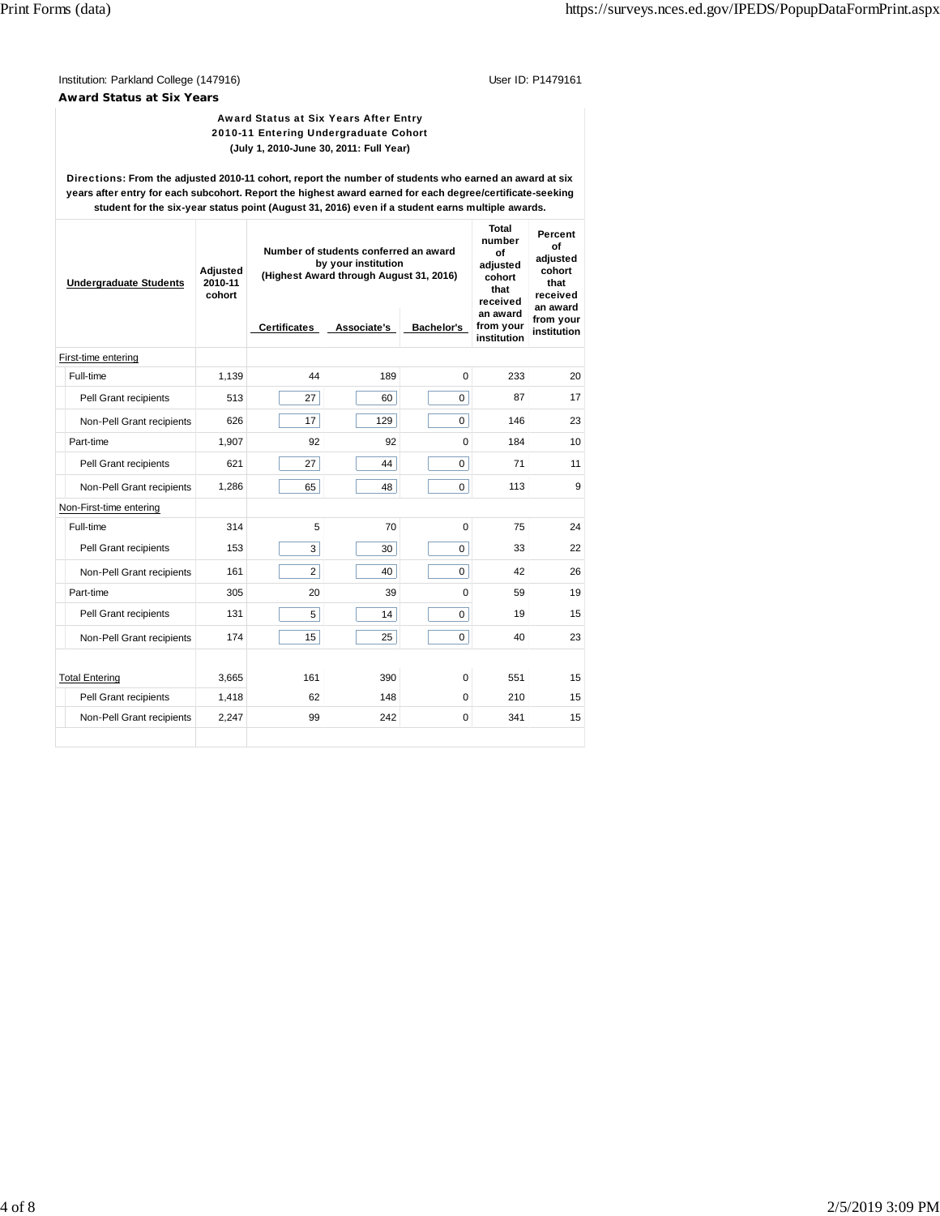Institution: Parkland College (147916) User ID: P1479161

**Award Status at Six Years**

**Award Status at Six Years After Entry**
**2010-11 Entering Undergraduate Cohort**
**(July 1, 2010-June 30, 2011: Full Year)**

**Directions: From the adjusted 2010-11 cohort, report the number of students who earned an award at six years after entry for each subcohort. Report the highest award earned for each degree/certificate-seeking student for the six-year status point (August 31, 2016) even if a student earns multiple awards.**

| Undergraduate Students | Adjusted 2010-11 cohort | Number of students conferred an award by your institution (Highest Award through August 31, 2016) | | | Total number of adjusted cohort that received an award from your institution | Percent of adjusted cohort that received an award from your institution |
|---|---|---|---|---|---|---|
| | | Certificates | Associate's | Bachelor's | | |
| First-time entering | | | | | | |
| Full-time | 1,139 | 44 | 189 | 0 | 233 | 20 |
| Pell Grant recipients | 513 | 27 | 60 | 0 | 87 | 17 |
| Non-Pell Grant recipients | 626 | 17 | 129 | 0 | 146 | 23 |
| Part-time | 1,907 | 92 | 92 | 0 | 184 | 10 |
| Pell Grant recipients | 621 | 27 | 44 | 0 | 71 | 11 |
| Non-Pell Grant recipients | 1,286 | 65 | 48 | 0 | 113 | 9 |
| Non-First-time entering | | | | | | |
| Full-time | 314 | 5 | 70 | 0 | 75 | 24 |
| Pell Grant recipients | 153 | 3 | 30 | 0 | 33 | 22 |
| Non-Pell Grant recipients | 161 | 2 | 40 | 0 | 42 | 26 |
| Part-time | 305 | 20 | 39 | 0 | 59 | 19 |
| Pell Grant recipients | 131 | 5 | 14 | 0 | 19 | 15 |
| Non-Pell Grant recipients | 174 | 15 | 25 | 0 | 40 | 23 |
| Total Entering | 3,665 | 161 | 390 | 0 | 551 | 15 |
| Pell Grant recipients | 1,418 | 62 | 148 | 0 | 210 | 15 |
| Non-Pell Grant recipients | 2,247 | 99 | 242 | 0 | 341 | 15 |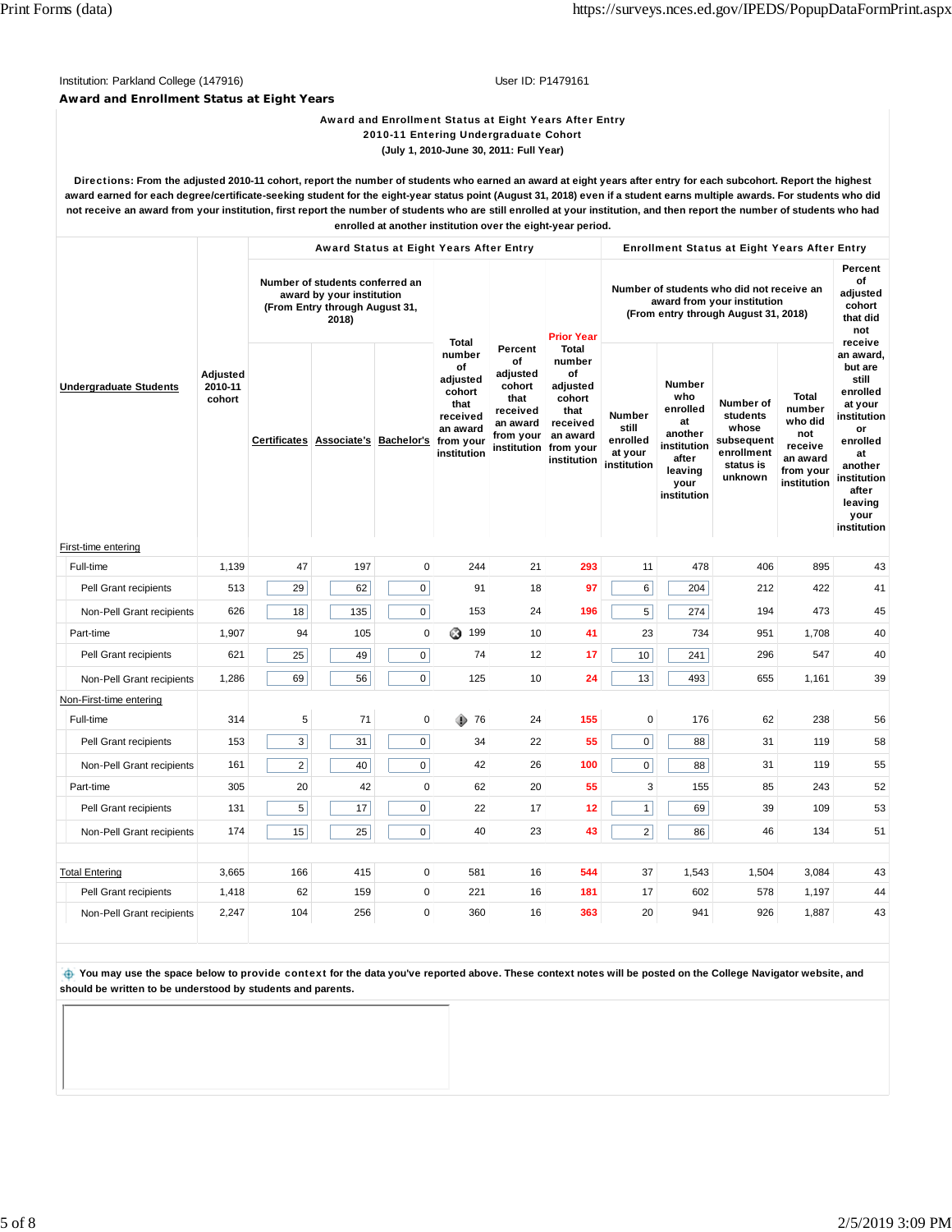Institution: Parkland College (147916) User ID: P1479161

**Award and Enrollment Status at Eight Years**

**Award and Enrollment Status at Eight Years After Entry**
**2010-11 Entering Undergraduate Cohort**
**(July 1, 2010-June 30, 2011: Full Year)**

**Directions: From the adjusted 2010-11 cohort, report the number of students who earned an award at eight years after entry for each subcohort. Report the highest award earned for each degree/certificate-seeking student for the eight-year status point (August 31, 2018) even if a student earns multiple awards. For students who did not receive an award from your institution, first report the number of students who are still enrolled at your institution, and then report the number of students who had enrolled at another institution over the eight-year period.**

| Undergraduate Students | Adjusted 2010-11 cohort | Award Status at Eight Years After Entry: Number of students conferred an award by your institution (From Entry through August 31, 2018) | | | | | | Enrollment Status at Eight Years After Entry: Number of students who did not receive an award from your institution (From entry through August 31, 2018) | | | | |
|---|---|---|---|---|---|---|---|---|---|---|---|---|
| | | Certificates | Associate's | Bachelor's | Total number of adjusted cohort that received an award from your institution | Percent of adjusted cohort that received an award from your institution | Prior Year Total number of adjusted cohort that received an award from your institution | Number still enrolled at your institution | Number who enrolled at another institution after leaving your institution | Number of students whose subsequent enrollment status is unknown | Total number who did not receive an award from your institution | Percent of adjusted cohort that did not receive an award, but are still enrolled at your institution or enrolled at another institution after leaving your institution |
| First-time entering | | | | | | | | | | | | |
| Full-time | 1,139 | 47 | 197 | 0 | 244 | 21 | 293 | 11 | 478 | 406 | 895 | 43 |
| Pell Grant recipients | 513 | 29 | 62 | 0 | 91 | 18 | 97 | 6 | 204 | 212 | 422 | 41 |
| Non-Pell Grant recipients | 626 | 18 | 135 | 0 | 153 | 24 | 196 | 5 | 274 | 194 | 473 | 45 |
| Part-time | 1,907 | 94 | 105 | 0 | 199 | 10 | 41 | 23 | 734 | 951 | 1,708 | 40 |
| Pell Grant recipients | 621 | 25 | 49 | 0 | 74 | 12 | 17 | 10 | 241 | 296 | 547 | 40 |
| Non-Pell Grant recipients | 1,286 | 69 | 56 | 0 | 125 | 10 | 24 | 13 | 493 | 655 | 1,161 | 39 |
| Non-First-time entering | | | | | | | | | | | | |
| Full-time | 314 | 5 | 71 | 0 | 76 | 24 | 155 | 0 | 176 | 62 | 238 | 56 |
| Pell Grant recipients | 153 | 3 | 31 | 0 | 34 | 22 | 55 | 0 | 88 | 31 | 119 | 58 |
| Non-Pell Grant recipients | 161 | 2 | 40 | 0 | 42 | 26 | 100 | 0 | 88 | 31 | 119 | 55 |
| Part-time | 305 | 20 | 42 | 0 | 62 | 20 | 55 | 3 | 155 | 85 | 243 | 52 |
| Pell Grant recipients | 131 | 5 | 17 | 0 | 22 | 17 | 12 | 1 | 69 | 39 | 109 | 53 |
| Non-Pell Grant recipients | 174 | 15 | 25 | 0 | 40 | 23 | 43 | 2 | 86 | 46 | 134 | 51 |
| Total Entering | 3,665 | 166 | 415 | 0 | 581 | 16 | 544 | 37 | 1,543 | 1,504 | 3,084 | 43 |
| Pell Grant recipients | 1,418 | 62 | 159 | 0 | 221 | 16 | 181 | 17 | 602 | 578 | 1,197 | 44 |
| Non-Pell Grant recipients | 2,247 | 104 | 256 | 0 | 360 | 16 | 363 | 20 | 941 | 926 | 1,887 | 43 |

**You may use the space below to provide context for the data you've reported above. These context notes will be posted on the College Navigator website, and should be written to be understood by students and parents.**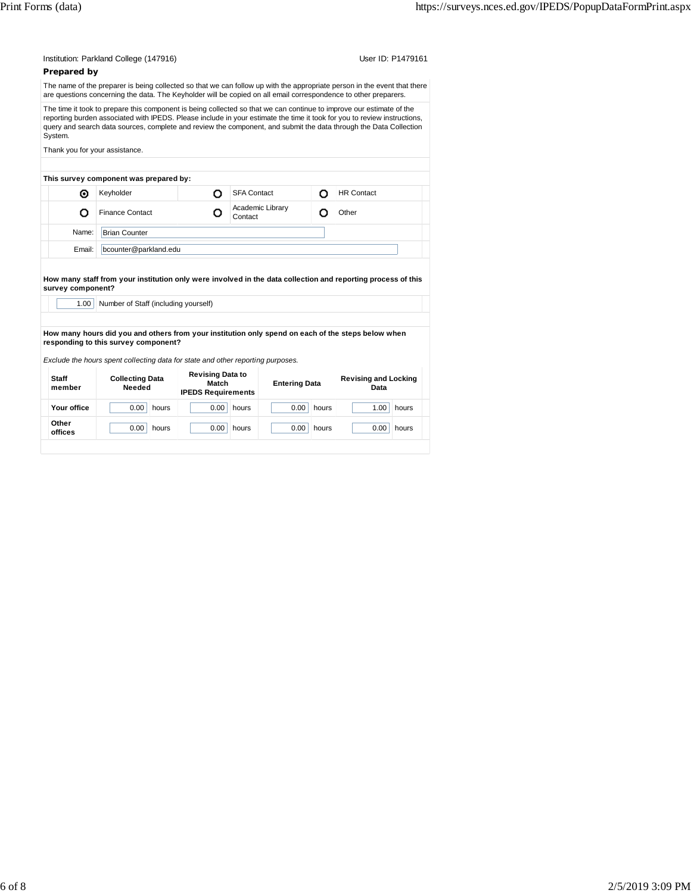Institution: Parkland College (147916) User ID: P1479161

## Prepared by

The name of the preparer is being collected so that we can follow up with the appropriate person in the event that there are questions concerning the data. The Keyholder will be copied on all email correspondence to other preparers.

The time it took to prepare this component is being collected so that we can continue to improve our estimate of the reporting burden associated with IPEDS. Please include in your estimate the time it took for you to review instructions, query and search data sources, complete and review the component, and submit the data through the Data Collection System.

Thank you for your assistance.

**This survey component was prepared by:**

| | | | | | |
|---|---|---|---|---|---|
| ◉ | Keyholder | ○ | SFA Contact | ○ | HR Contact |
| ○ | Finance Contact | ○ | Academic Library Contact | ○ | Other |

Name: Brian Counter

Email: bcounter@parkland.edu

**How many staff from your institution only were involved in the data collection and reporting process of this survey component?**

1.00 Number of Staff (including yourself)

**How many hours did you and others from your institution only spend on each of the steps below when responding to this survey component?**

*Exclude the hours spent collecting data for state and other reporting purposes.*

| Staff member | Collecting Data Needed | Revising Data to Match IPEDS Requirements | Entering Data | Revising and Locking Data |
|---|---|---|---|---|
| Your office | 0.00 hours | 0.00 hours | 0.00 hours | 1.00 hours |
| Other offices | 0.00 hours | 0.00 hours | 0.00 hours | 0.00 hours |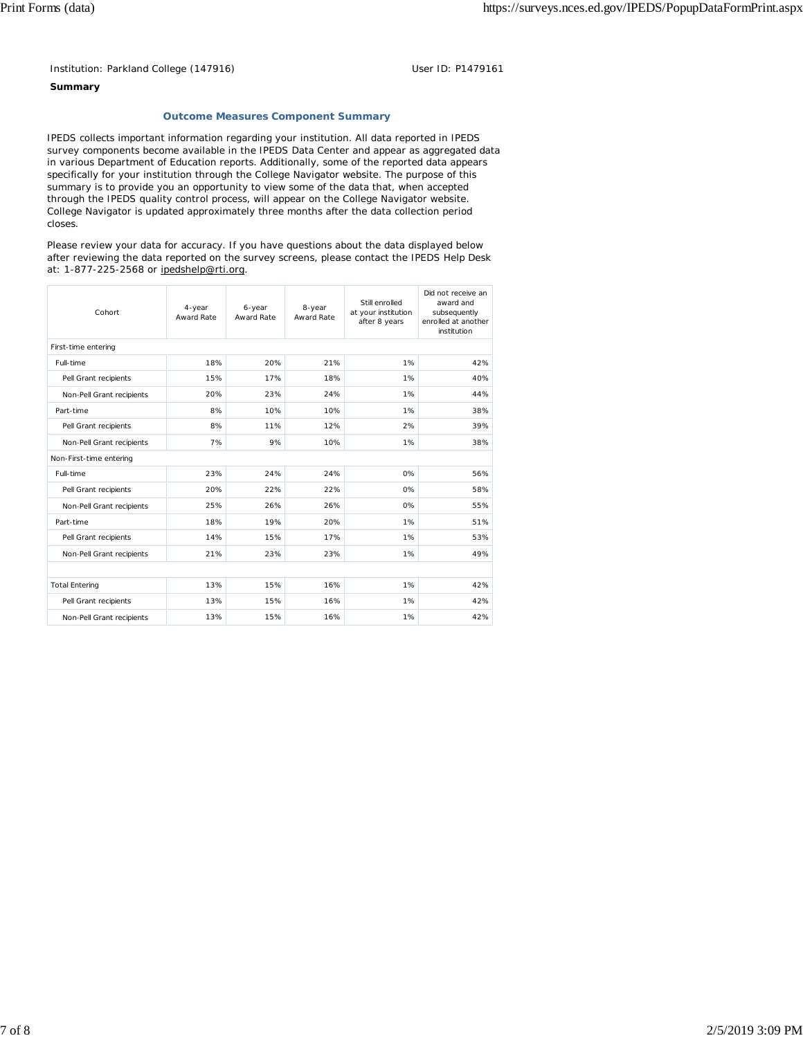Institution: Parkland College (147916)　　　　　　　　User ID: P1479161

**Summary**

## Outcome Measures Component Summary

IPEDS collects important information regarding your institution. All data reported in IPEDS survey components become available in the IPEDS Data Center and appear as aggregated data in various Department of Education reports. Additionally, some of the reported data appears specifically for your institution through the College Navigator website. The purpose of this summary is to provide you an opportunity to view some of the data that, when accepted through the IPEDS quality control process, will appear on the College Navigator website. College Navigator is updated approximately three months after the data collection period closes.

Please review your data for accuracy. If you have questions about the data displayed below after reviewing the data reported on the survey screens, please contact the IPEDS Help Desk at: 1-877-225-2568 or ipedshelp@rti.org.

| Cohort | 4-year Award Rate | 6-year Award Rate | 8-year Award Rate | Still enrolled at your institution after 8 years | Did not receive an award and subsequently enrolled at another institution |
|---|---|---|---|---|---|
| First-time entering | | | | | |
| Full-time | 18% | 20% | 21% | 1% | 42% |
| Pell Grant recipients | 15% | 17% | 18% | 1% | 40% |
| Non-Pell Grant recipients | 20% | 23% | 24% | 1% | 44% |
| Part-time | 8% | 10% | 10% | 1% | 38% |
| Pell Grant recipients | 8% | 11% | 12% | 2% | 39% |
| Non-Pell Grant recipients | 7% | 9% | 10% | 1% | 38% |
| Non-First-time entering | | | | | |
| Full-time | 23% | 24% | 24% | 0% | 56% |
| Pell Grant recipients | 20% | 22% | 22% | 0% | 58% |
| Non-Pell Grant recipients | 25% | 26% | 26% | 0% | 55% |
| Part-time | 18% | 19% | 20% | 1% | 51% |
| Pell Grant recipients | 14% | 15% | 17% | 1% | 53% |
| Non-Pell Grant recipients | 21% | 23% | 23% | 1% | 49% |
| | | | | | |
| Total Entering | 13% | 15% | 16% | 1% | 42% |
| Pell Grant recipients | 13% | 15% | 16% | 1% | 42% |
| Non-Pell Grant recipients | 13% | 15% | 16% | 1% | 42% |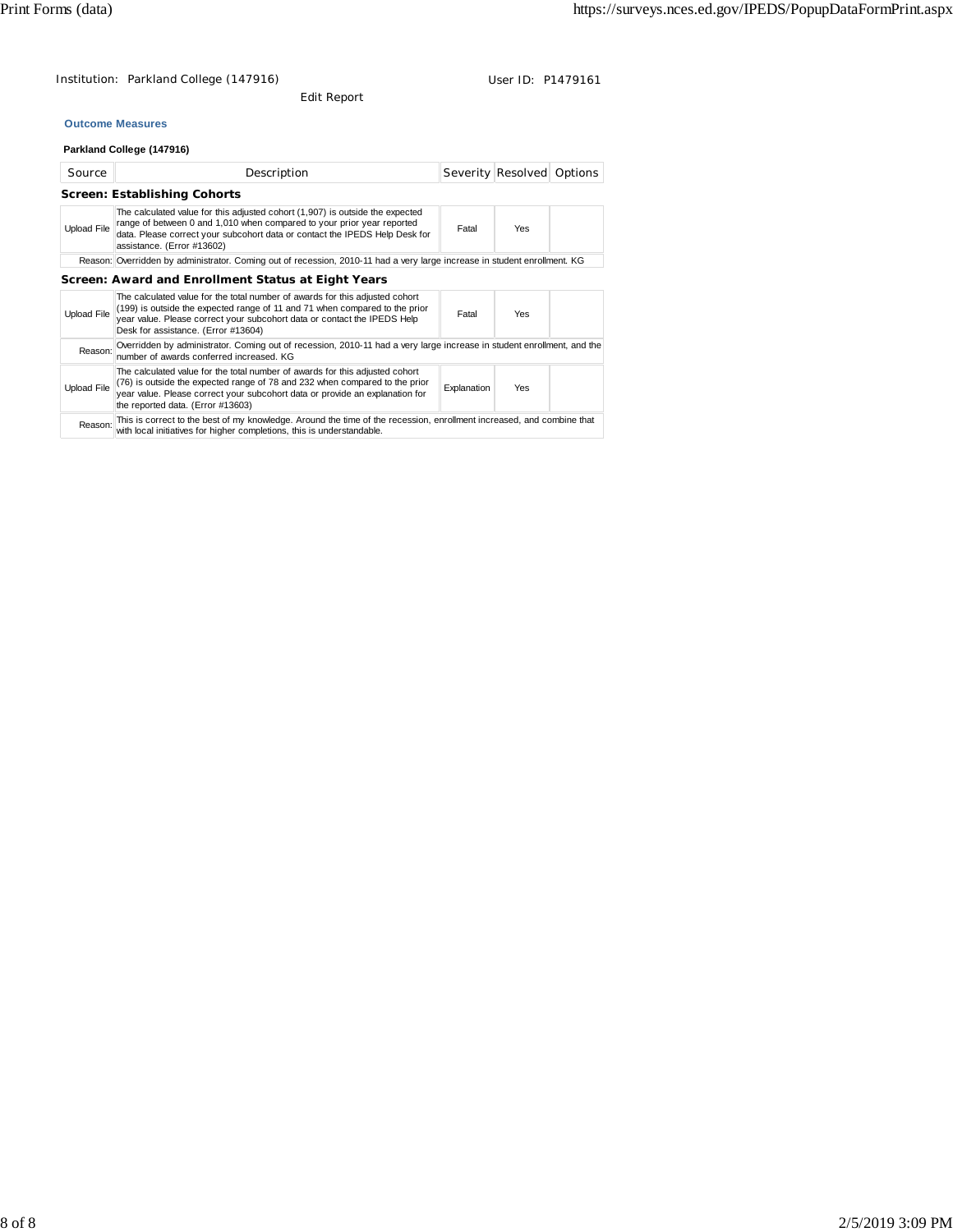Institution: Parkland College (147916)

User ID: P1479161

Edit Report

### Outcome Measures

**Parkland College (147916)**

| Source | Description | Severity | Resolved | Options |
|---|---|---|---|---|
| **Screen: Establishing Cohorts** | | | | |
| Upload File | The calculated value for this adjusted cohort (1,907) is outside the expected range of between 0 and 1,010 when compared to your prior year reported data. Please correct your subcohort data or contact the IPEDS Help Desk for assistance. (Error #13602) | Fatal | Yes | |
| Reason: | Overridden by administrator. Coming out of recession, 2010-11 had a very large increase in student enrollment. KG | | | |
| **Screen: Award and Enrollment Status at Eight Years** | | | | |
| Upload File | The calculated value for the total number of awards for this adjusted cohort (199) is outside the expected range of 11 and 71 when compared to the prior year value. Please correct your subcohort data or contact the IPEDS Help Desk for assistance. (Error #13604) | Fatal | Yes | |
| Reason: | Overridden by administrator. Coming out of recession, 2010-11 had a very large increase in student enrollment, and the number of awards conferred increased. KG | | | |
| Upload File | The calculated value for the total number of awards for this adjusted cohort (76) is outside the expected range of 78 and 232 when compared to the prior year value. Please correct your subcohort data or provide an explanation for the reported data. (Error #13603) | Explanation | Yes | |
| Reason: | This is correct to the best of my knowledge. Around the time of the recession, enrollment increased, and combine that with local initiatives for higher completions, this is understandable. | | | |